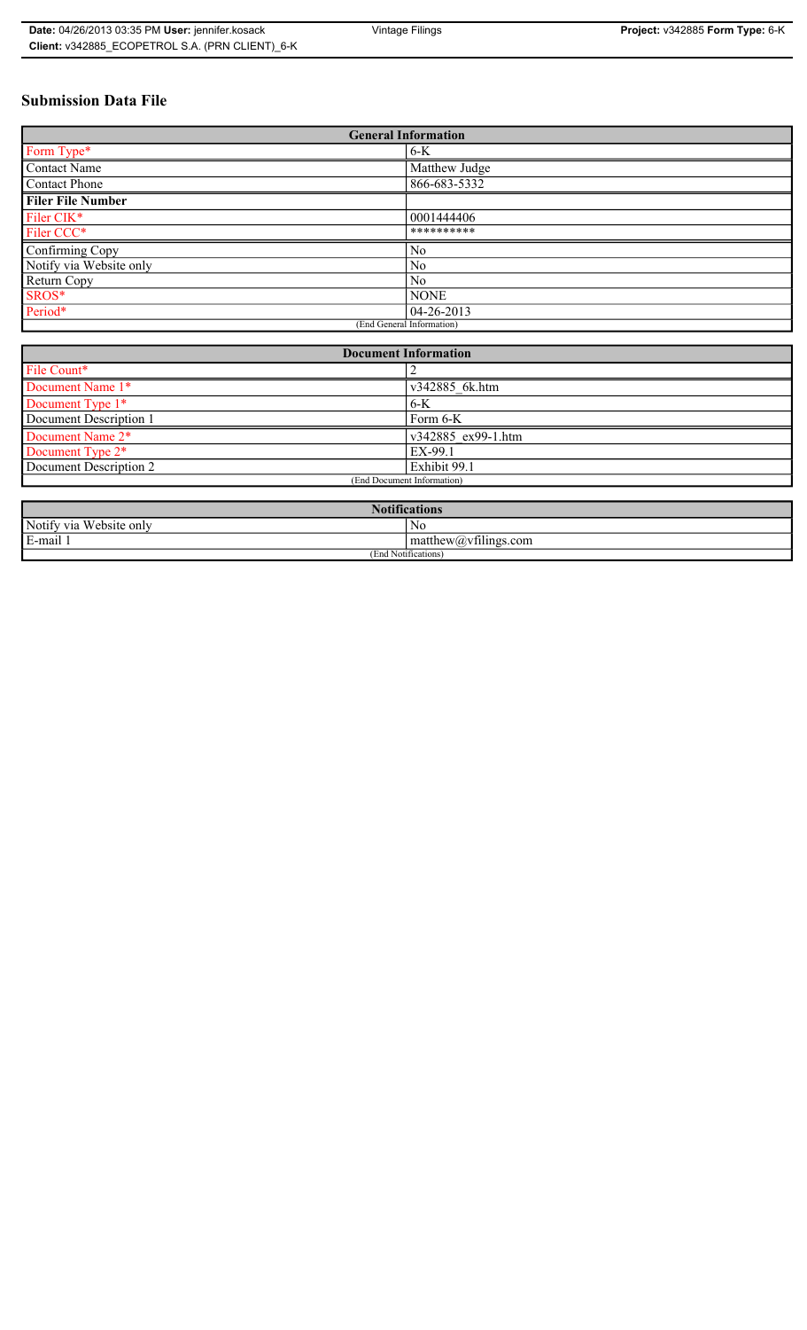# Submission Data File

| General Information | |
|---|---|
| Form Type* | 6-K |
| Contact Name | Matthew Judge |
| Contact Phone | 866-683-5332 |
| **Filer File Number** | |
| Filer CIK* | 0001444406 |
| Filer CCC* | ********** |
| Confirming Copy | No |
| Notify via Website only | No |
| Return Copy | No |
| SROS* | NONE |
| Period* | 04-26-2013 |
| (End General Information) | |

| Document Information | |
|---|---|
| File Count* | 2 |
| Document Name 1* | v342885_6k.htm |
| Document Type 1* | 6-K |
| Document Description 1 | Form 6-K |
| Document Name 2* | v342885_ex99-1.htm |
| Document Type 2* | EX-99.1 |
| Document Description 2 | Exhibit 99.1 |
| (End Document Information) | |

| Notifications | |
|---|---|
| Notify via Website only | No |
| E-mail 1 | matthew@vfilings.com |
| (End Notifications) | |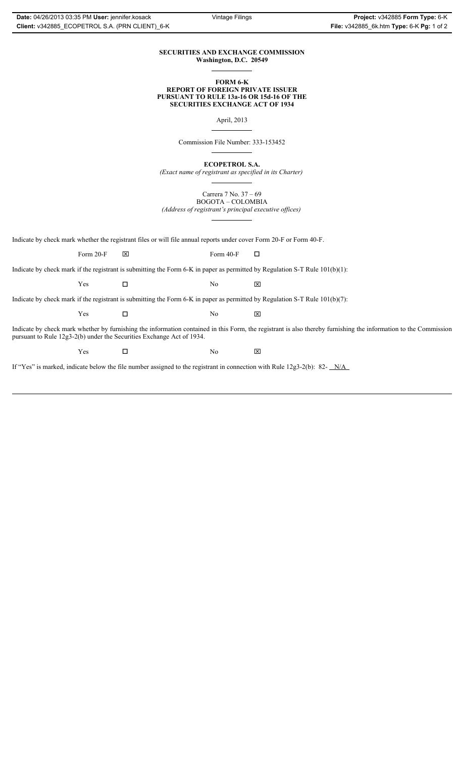**SECURITIES AND EXCHANGE COMMISSION**
**Washington, D.C. 20549**

---

**FORM 6-K**
**REPORT OF FOREIGN PRIVATE ISSUER**
**PURSUANT TO RULE 13a-16 OR 15d-16 OF THE**
**SECURITIES EXCHANGE ACT OF 1934**

April, 2013

---

Commission File Number: 333-153452

---

**ECOPETROL S.A.**
*(Exact name of registrant as specified in its Charter)*

---

Carrera 7 No. 37 – 69
BOGOTA – COLOMBIA
*(Address of registrant's principal executive offices)*

---

Indicate by check mark whether the registrant files or will file annual reports under cover Form 20-F or Form 40-F.

Form 20-F ☒ Form 40-F ☐

Indicate by check mark if the registrant is submitting the Form 6-K in paper as permitted by Regulation S-T Rule 101(b)(1):

Yes ☐ No ☒

Indicate by check mark if the registrant is submitting the Form 6-K in paper as permitted by Regulation S-T Rule 101(b)(7):

Yes ☐ No ☒

Indicate by check mark whether by furnishing the information contained in this Form, the registrant is also thereby furnishing the information to the Commission pursuant to Rule 12g3-2(b) under the Securities Exchange Act of 1934.

Yes ☐ No ☒

If "Yes" is marked, indicate below the file number assigned to the registrant in connection with Rule 12g3-2(b): 82- N/A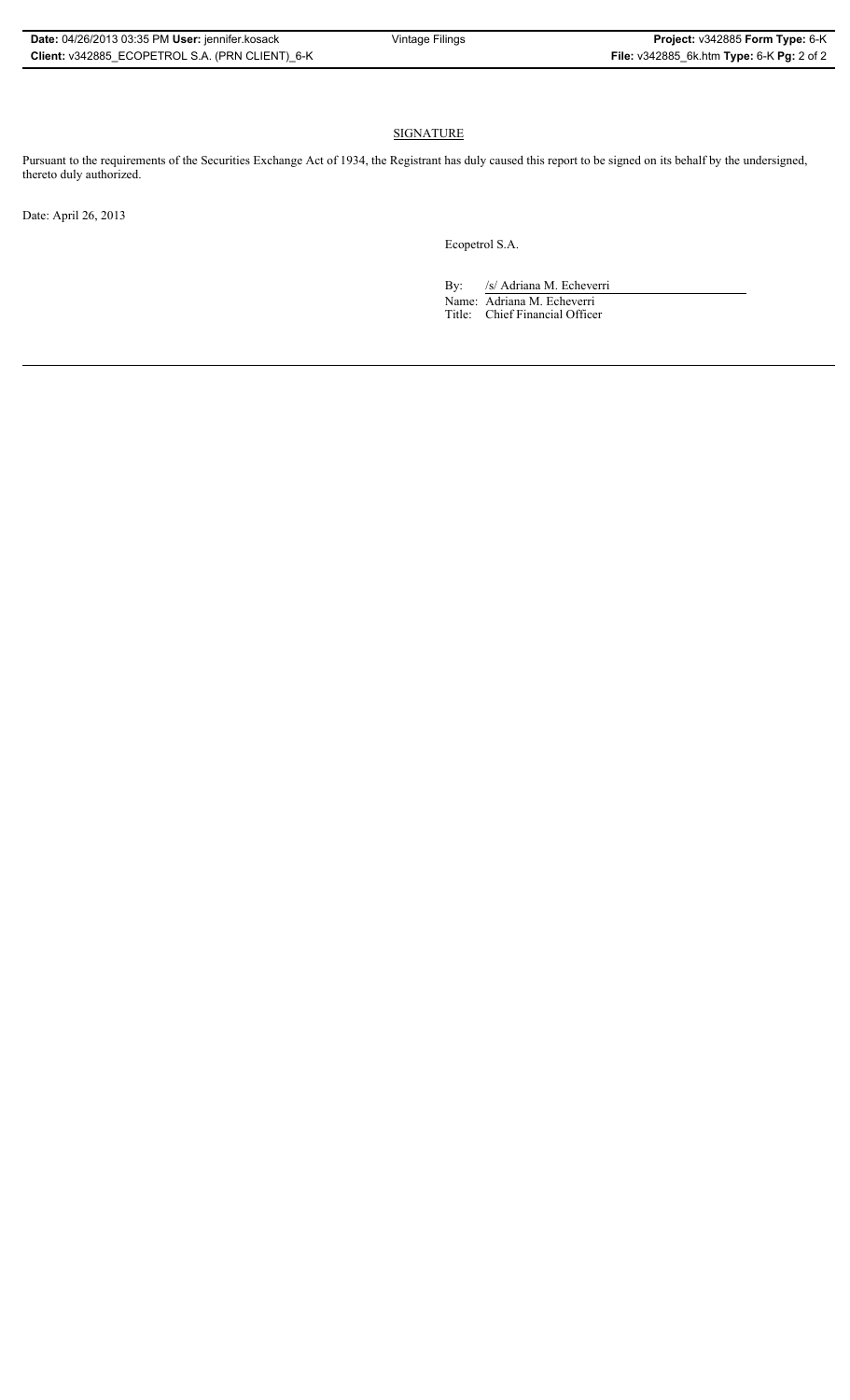## SIGNATURE

Pursuant to the requirements of the Securities Exchange Act of 1934, the Registrant has duly caused this report to be signed on its behalf by the undersigned, thereto duly authorized.

Date: April 26, 2013

Ecopetrol S.A.

By: /s/ Adriana M. Echeverri
Name: Adriana M. Echeverri
Title: Chief Financial Officer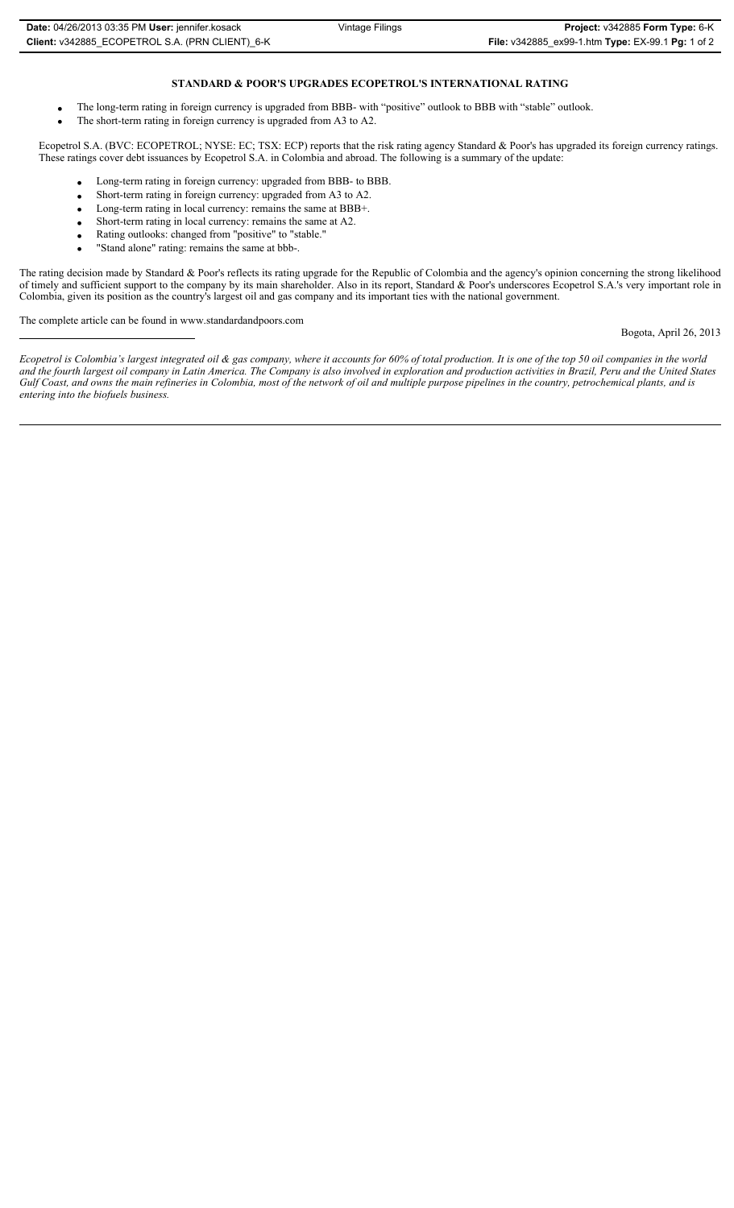## STANDARD & POOR'S UPGRADES ECOPETROL'S INTERNATIONAL RATING

- The long-term rating in foreign currency is upgraded from BBB- with "positive" outlook to BBB with "stable" outlook.
- The short-term rating in foreign currency is upgraded from A3 to A2.

Ecopetrol S.A. (BVC: ECOPETROL; NYSE: EC; TSX: ECP) reports that the risk rating agency Standard & Poor's has upgraded its foreign currency ratings. These ratings cover debt issuances by Ecopetrol S.A. in Colombia and abroad. The following is a summary of the update:

- Long-term rating in foreign currency: upgraded from BBB- to BBB.
- Short-term rating in foreign currency: upgraded from A3 to A2.
- Long-term rating in local currency: remains the same at BBB+.
- Short-term rating in local currency: remains the same at A2.
- Rating outlooks: changed from "positive" to "stable."
- "Stand alone" rating: remains the same at bbb-.

The rating decision made by Standard & Poor's reflects its rating upgrade for the Republic of Colombia and the agency's opinion concerning the strong likelihood of timely and sufficient support to the company by its main shareholder. Also in its report, Standard & Poor's underscores Ecopetrol S.A.'s very important role in Colombia, given its position as the country's largest oil and gas company and its important ties with the national government.

The complete article can be found in www.standardandpoors.com

Bogota, April 26, 2013

---

*Ecopetrol is Colombia's largest integrated oil & gas company, where it accounts for 60% of total production. It is one of the top 50 oil companies in the world and the fourth largest oil company in Latin America. The Company is also involved in exploration and production activities in Brazil, Peru and the United States Gulf Coast, and owns the main refineries in Colombia, most of the network of oil and multiple purpose pipelines in the country, petrochemical plants, and is entering into the biofuels business.*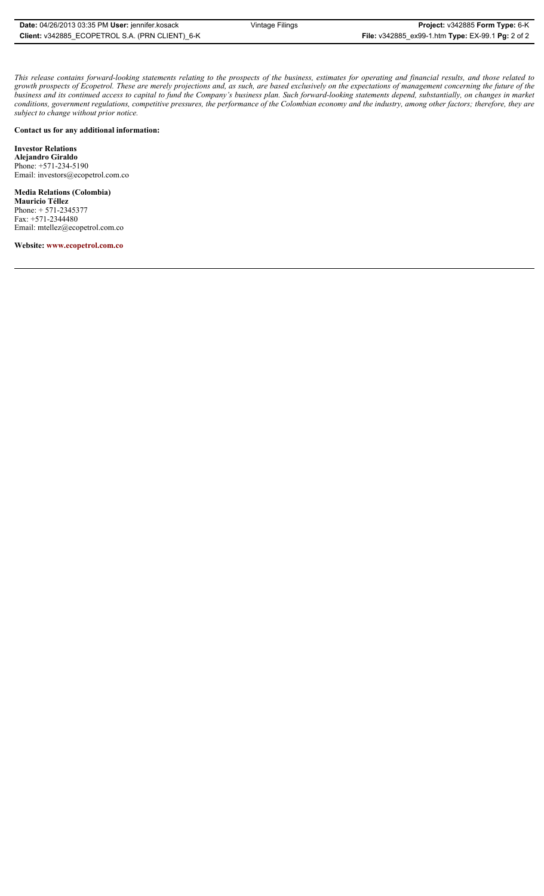*This release contains forward-looking statements relating to the prospects of the business, estimates for operating and financial results, and those related to growth prospects of Ecopetrol. These are merely projections and, as such, are based exclusively on the expectations of management concerning the future of the business and its continued access to capital to fund the Company's business plan. Such forward-looking statements depend, substantially, on changes in market conditions, government regulations, competitive pressures, the performance of the Colombian economy and the industry, among other factors; therefore, they are subject to change without prior notice.*

**Contact us for any additional information:**

**Investor Relations**
**Alejandro Giraldo**
Phone: +571-234-5190
Email: investors@ecopetrol.com.co

**Media Relations (Colombia)**
**Mauricio Téllez**
Phone: + 571-2345377
Fax: +571-2344480
Email: mtellez@ecopetrol.com.co

**Website: www.ecopetrol.com.co**